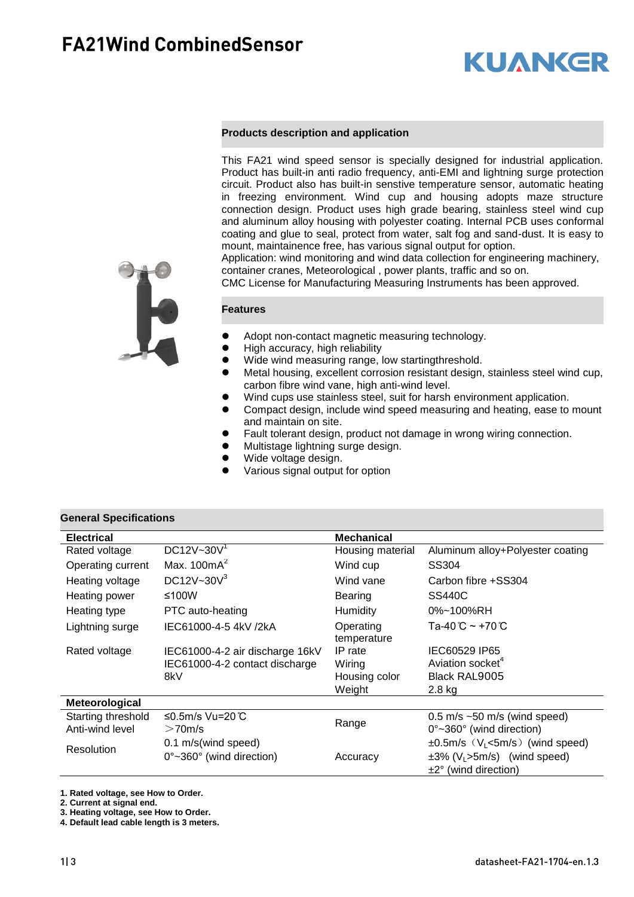# FA21Wind CombinedSensor

KUANKER

## Products description and application

This FA21 wind speed sensor is specially designed for industrial application. Product has built-in anti radio frequency, anti-EMI and lightning surge protection circuit. Product also has built-in senstive temperature sensor, automatic heating in freezing environment. Wind cup and housing adopts maze structure connection design. Product uses high grade bearing, stainless steel wind cup and aluminum alloy housing with polyester coating. Internal PCB uses conformal coating and glue to seal, protect from water, salt fog and sand-dust. It is easy to mount, maintainence free, has various signal output for option.
Application: wind monitoring and wind data collection for engineering machinery, container cranes, Meteorological , power plants, traffic and so on.
CMC License for Manufacturing Measuring Instruments has been approved.

## Features

- Adopt non-contact magnetic measuring technology.
- High accuracy, high reliability
- Wide wind measuring range, low startingthreshold.
- Metal housing, excellent corrosion resistant design, stainless steel wind cup, carbon fibre wind vane, high anti-wind level.
- Wind cups use stainless steel, suit for harsh environment application.
- Compact design, include wind speed measuring and heating, ease to mount and maintain on site.
- Fault tolerant design, product not damage in wrong wiring connection.
- Multistage lightning surge design.
- Wide voltage design.
- Various signal output for option

## General Specifications

| **Electrical** | | **Mechanical** | |
|---|---|---|---|
| Rated voltage | DC12V~30V[1] | Housing material | Aluminum alloy+Polyester coating |
| Operating current | Max. 100mA[2] | Wind cup | SS304 |
| Heating voltage | DC12V~30V[3] | Wind vane | Carbon fibre +SS304 |
| Heating power | ≤100W | Bearing | SS440C |
| Heating type | PTC auto-heating | Humidity | 0%~100%RH |
| Lightning surge | IEC61000-4-5 4kV /2kA | Operating temperature | Ta-40℃ ~ +70℃ |
| Rated voltage | IEC61000-4-2 air discharge 16kV<br>IEC61000-4-2 contact discharge 8kV | IP rate | IEC60529 IP65 |
| | | Wiring | Aviation socket[4] |
| | | Housing color | Black RAL9005 |
| | | Weight | 2.8 kg |
| **Meteorological** | | | |
| Starting threshold | ≤0.5m/s Vu=20℃ | Range | 0.5 m/s ~50 m/s (wind speed)<br>0°~360° (wind direction) |
| Anti-wind level | ＞70m/s | | |
| Resolution | 0.1 m/s(wind speed)<br>0°~360° (wind direction) | Accuracy | ±0.5m/s（$V_L$<5m/s）(wind speed)<br>±3% ($V_L$>5m/s) (wind speed)<br>±2° (wind direction) |

**1. Rated voltage, see How to Order.**
**2. Current at signal end.**
**3. Heating voltage, see How to Order.**
**4. Default lead cable length is 3 meters.**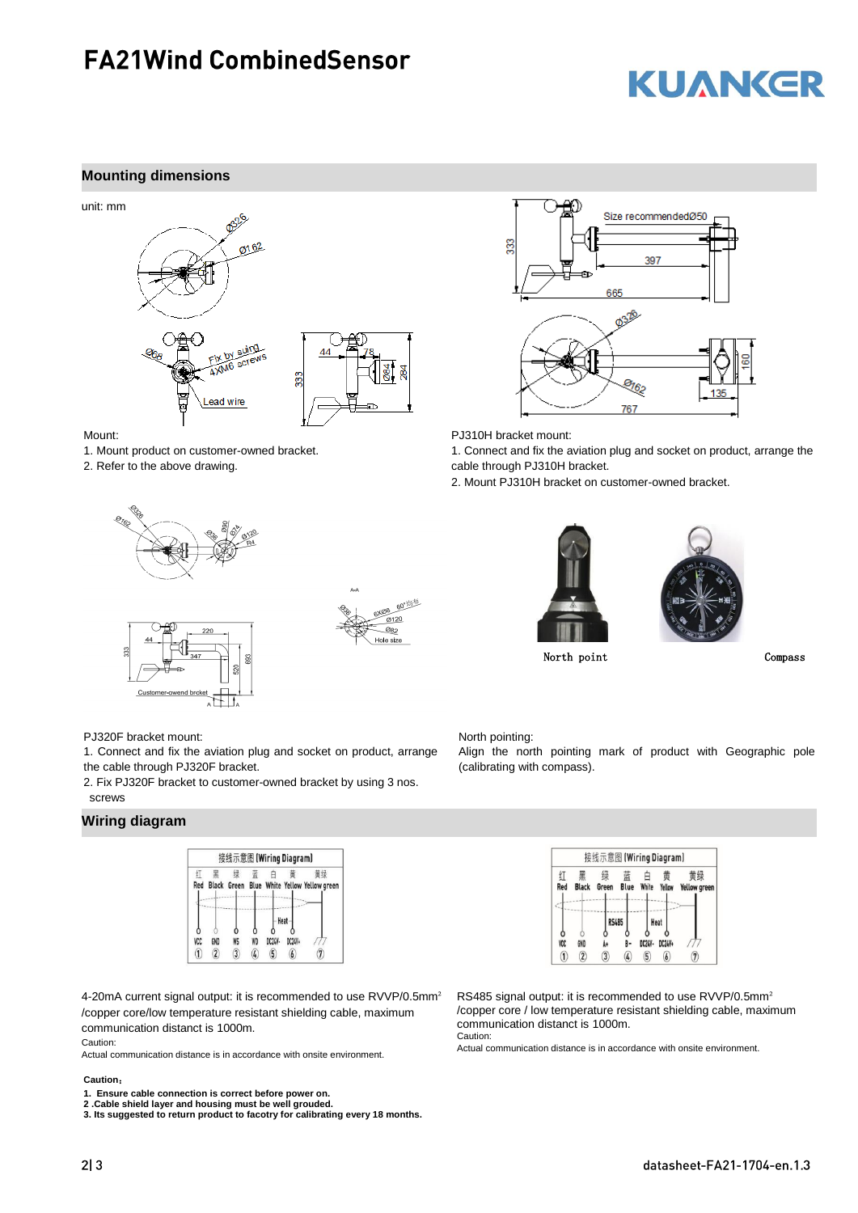# FA21Wind CombinedSensor

## Mounting dimensions

unit: mm

Mount:
1. Mount product on customer-owned bracket.
2. Refer to the above drawing.

PJ310H bracket mount:
1. Connect and fix the aviation plug and socket on product, arrange the cable through PJ310H bracket.
2. Mount PJ310H bracket on customer-owned bracket.

PJ320F bracket mount:
1. Connect and fix the aviation plug and socket on product, arrange the cable through PJ320F bracket.
2. Fix PJ320F bracket to customer-owned bracket by using 3 nos. screws

North point

Compass

North pointing:
Align the north pointing mark of product with Geographic pole (calibrating with compass).

## Wiring diagram

4-20mA current signal output: it is recommended to use RVVP/0.5mm² /copper core/low temperature resistant shielding cable, maximum communication distanct is 1000m.
Caution:
Actual communication distance is in accordance with onsite environment.

RS485 signal output: it is recommended to use RVVP/0.5mm² /copper core / low temperature resistant shielding cable, maximum communication distanct is 1000m.
Caution:
Actual communication distance is in accordance with onsite environment.

**Caution：**

1. **Ensure cable connection is correct before power on.**
2. **Cable shield layer and housing must be well grouded.**
3. **Its suggested to return product to facotry for calibrating every 18 months.**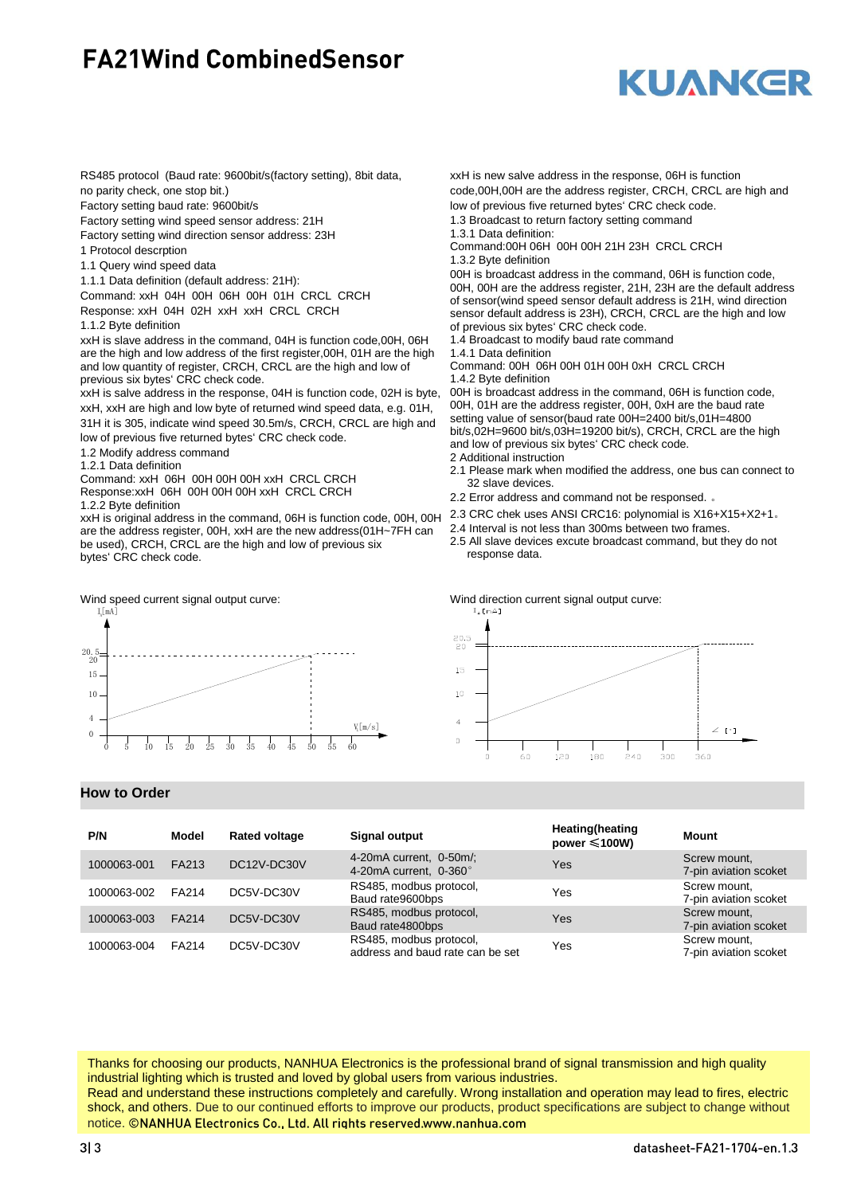# FA21Wind CombinedSensor

KUANKER

RS485 protocol (Baud rate: 9600bit/s(factory setting), 8bit data, no parity check, one stop bit.)

Factory setting baud rate: 9600bit/s

Factory setting wind speed sensor address: 21H

Factory setting wind direction sensor address: 23H

1 Protocol descrption

1.1 Query wind speed data

1.1.1 Data definition (default address: 21H):

Command: xxH 04H 00H 06H 00H 01H CRCL CRCH

Response: xxH 04H 02H xxH xxH CRCL CRCH

1.1.2 Byte definition

xxH is slave address in the command, 04H is function code,00H, 06H are the high and low address of the first register,00H, 01H are the high and low quantity of register, CRCH, CRCL are the high and low of previous six bytes' CRC check code.

xxH is salve address in the response, 04H is function code, 02H is byte, xxH, xxH are high and low byte of returned wind speed data, e.g. 01H, 31H it is 305, indicate wind speed 30.5m/s, CRCH, CRCL are high and low of previous five returned bytes' CRC check code.

1.2 Modify address command

1.2.1 Data definition

Command: xxH 06H 00H 00H 00H xxH CRCL CRCH

Response:xxH 06H 00H 00H 00H xxH CRCL CRCH

1.2.2 Byte definition

xxH is original address in the command, 06H is function code, 00H, 00H are the address register, 00H, xxH are the new address(01H~7FH can be used), CRCH, CRCL are the high and low of previous six bytes' CRC check code.

xxH is new salve address in the response, 06H is function code,00H,00H are the address register, CRCH, CRCL are high and low of previous five returned bytes' CRC check code.

1.3 Broadcast to return factory setting command

1.3.1 Data definition:

Command:00H 06H 00H 00H 21H 23H CRCL CRCH

1.3.2 Byte definition

00H is broadcast address in the command, 06H is function code, 00H, 00H are the address register, 21H, 23H are the default address of sensor(wind speed sensor default address is 21H, wind direction sensor default address is 23H), CRCH, CRCL are the high and low of previous six bytes' CRC check code.

1.4 Broadcast to modify baud rate command

1.4.1 Data definition

Command: 00H 06H 00H 01H 00H 0xH CRCL CRCH

1.4.2 Byte definition

00H is broadcast address in the command, 06H is function code, 00H, 01H are the address register, 00H, 0xH are the baud rate setting value of sensor(baud rate 00H=2400 bit/s,01H=4800 bit/s,02H=9600 bit/s,03H=19200 bit/s), CRCH, CRCL are the high and low of previous six bytes' CRC check code.

2 Additional instruction

2.1 Please mark when modified the address, one bus can connect to 32 slave devices.

2.2 Error address and command not be responsed. 。

2.3 CRC chek uses ANSI CRC16: polynomial is X16+X15+X2+1。

2.4 Interval is not less than 300ms between two frames.

2.5 All slave devices excute broadcast command, but they do not response data.

Wind speed current signal output curve:

I.[mA]
20.5
20
15
10
4
0
0 5 10 15 20 25 30 35 40 45 50 55 60
V.[m/s]

Wind direction current signal output curve:

I.[mA]
20.5
20
15
10
4
0
0 60 120 180 240 300 360
∠ [°]

## How to Order

| P/N | Model | Rated voltage | Signal output | Heating(heating power ≤100W) | Mount |
|---|---|---|---|---|---|
| 1000063-001 | FA213 | DC12V-DC30V | 4-20mA current, 0-50m/; 4-20mA current, 0-360° | Yes | Screw mount, 7-pin aviation scoket |
| 1000063-002 | FA214 | DC5V-DC30V | RS485, modbus protocol, Baud rate9600bps | Yes | Screw mount, 7-pin aviation scoket |
| 1000063-003 | FA214 | DC5V-DC30V | RS485, modbus protocol, Baud rate4800bps | Yes | Screw mount, 7-pin aviation scoket |
| 1000063-004 | FA214 | DC5V-DC30V | RS485, modbus protocol, address and baud rate can be set | Yes | Screw mount, 7-pin aviation scoket |

Thanks for choosing our products, NANHUA Electronics is the professional brand of signal transmission and high quality industrial lighting which is trusted and loved by global users from various industries.
Read and understand these instructions completely and carefully. Wrong installation and operation may lead to fires, electric shock, and others. Due to our continued efforts to improve our products, product specifications are subject to change without notice. ©NANHUA Electronics Co., Ltd. All rights reserved.www.nanhua.com